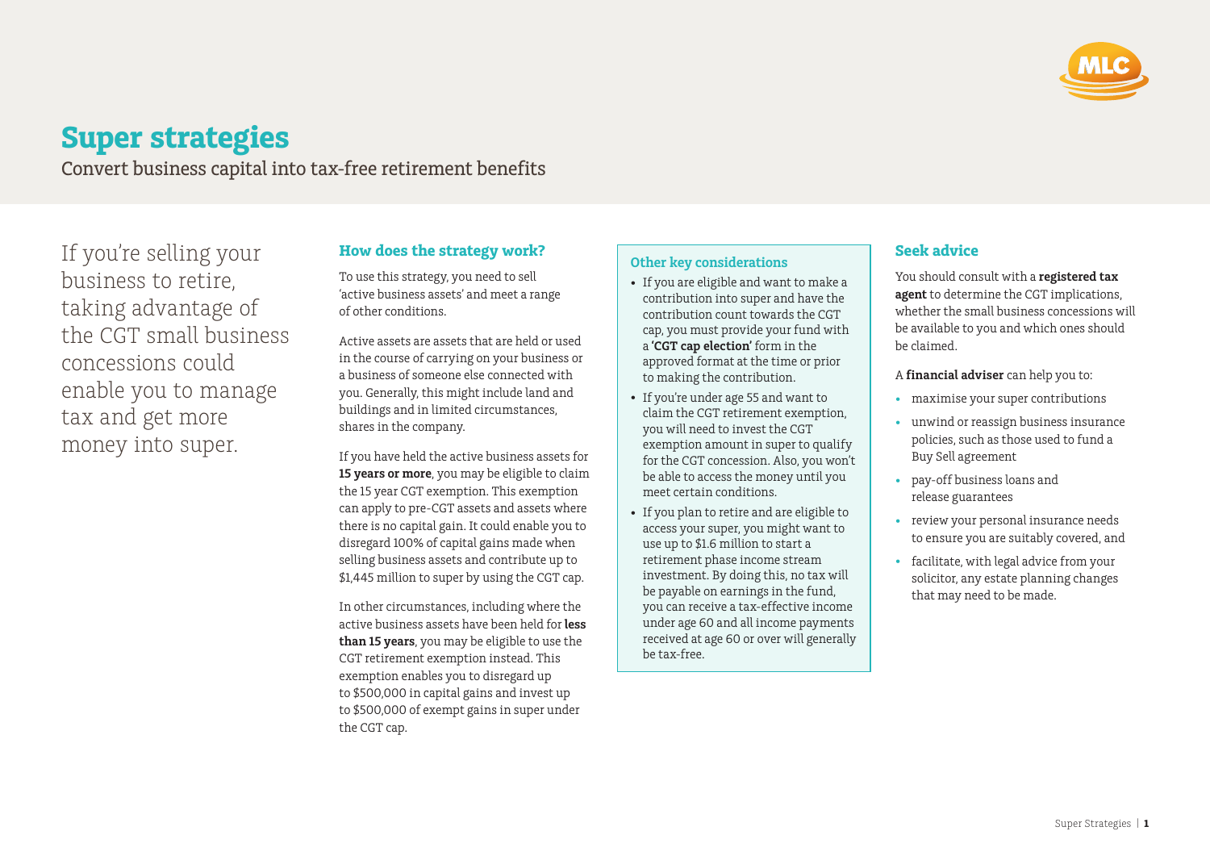# Super strategies

Convert business capital into tax-free retirement benefits

If you're selling your business to retire, taking advantage of the CGT small business concessions could enable you to manage tax and get more money into super.

## How does the strategy work?

To use this strategy, you need to sell 'active business assets' and meet a range of other conditions.

Active assets are assets that are held or used in the course of carrying on your business or a business of someone else connected with you. Generally, this might include land and buildings and in limited circumstances, shares in the company.

If you have held the active business assets for **15 years or more**, you may be eligible to claim the 15 year CGT exemption. This exemption can apply to pre-CGT assets and assets where there is no capital gain. It could enable you to disregard 100% of capital gains made when selling business assets and contribute up to $1,445 million to super by using the CGT cap.

In other circumstances, including where the active business assets have been held for **less than 15 years**, you may be eligible to use the CGT retirement exemption instead. This exemption enables you to disregard up to $500,000 in capital gains and invest up to $500,000 of exempt gains in super under the CGT cap.

### Other key considerations

- If you are eligible and want to make a contribution into super and have the contribution count towards the CGT cap, you must provide your fund with a **'CGT cap election'** form in the approved format at the time or prior to making the contribution.
- If you're under age 55 and want to claim the CGT retirement exemption, you will need to invest the CGT exemption amount in super to qualify for the CGT concession. Also, you won't be able to access the money until you meet certain conditions.
- If you plan to retire and are eligible to access your super, you might want to use up to $1.6 million to start a retirement phase income stream investment. By doing this, no tax will be payable on earnings in the fund, you can receive a tax-effective income under age 60 and all income payments received at age 60 or over will generally be tax-free.

## Seek advice

You should consult with a **registered tax agent** to determine the CGT implications, whether the small business concessions will be available to you and which ones should be claimed.

A **financial adviser** can help you to:

- maximise your super contributions
- unwind or reassign business insurance policies, such as those used to fund a Buy Sell agreement
- pay-off business loans and release guarantees
- review your personal insurance needs to ensure you are suitably covered, and
- facilitate, with legal advice from your solicitor, any estate planning changes that may need to be made.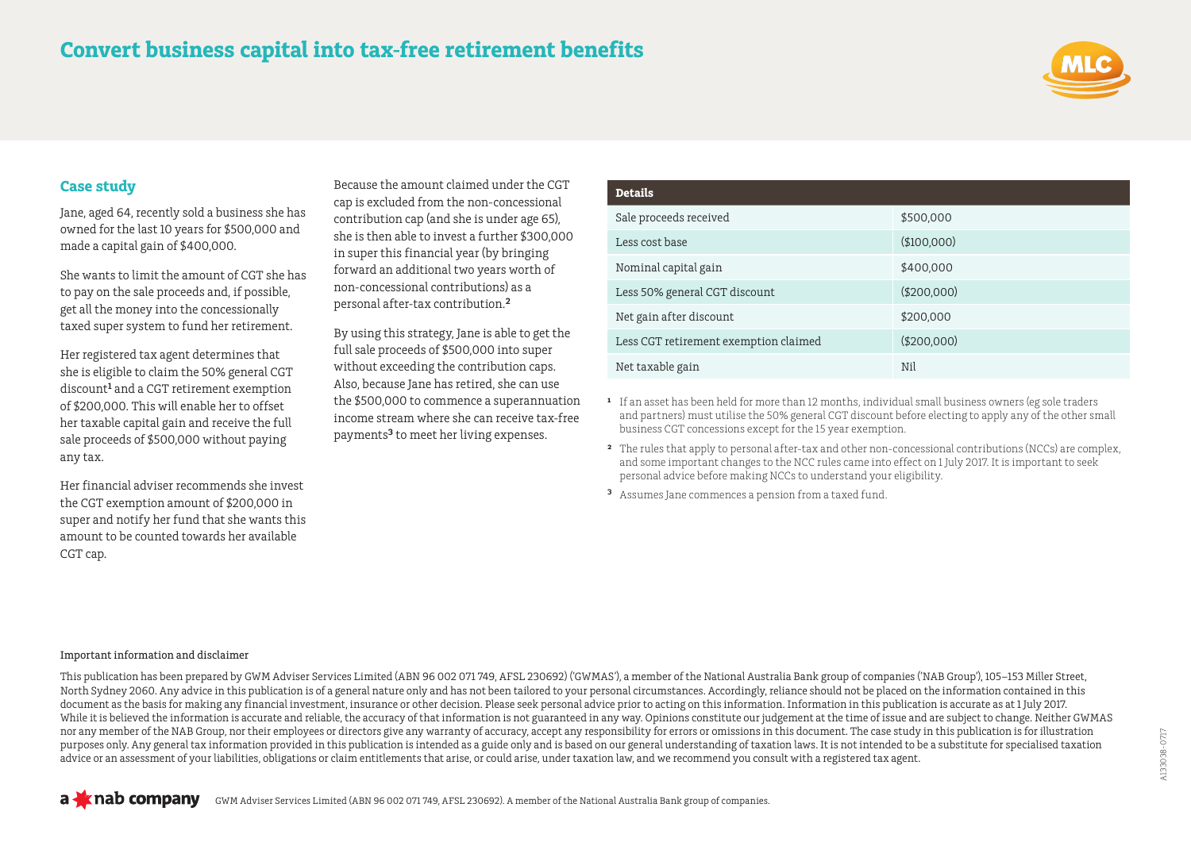# Convert business capital into tax-free retirement benefits

## Case study

Jane, aged 64, recently sold a business she has owned for the last 10 years for $500,000 and made a capital gain of $400,000.

She wants to limit the amount of CGT she has to pay on the sale proceeds and, if possible, get all the money into the concessionally taxed super system to fund her retirement.

Her registered tax agent determines that she is eligible to claim the 50% general CGT discount[1] and a CGT retirement exemption of $200,000. This will enable her to offset her taxable capital gain and receive the full sale proceeds of $500,000 without paying any tax.

Her financial adviser recommends she invest the CGT exemption amount of $200,000 in super and notify her fund that she wants this amount to be counted towards her available CGT cap.

Because the amount claimed under the CGT cap is excluded from the non-concessional contribution cap (and she is under age 65), she is then able to invest a further $300,000 in super this financial year (by bringing forward an additional two years worth of non-concessional contributions) as a personal after-tax contribution.[2]

By using this strategy, Jane is able to get the full sale proceeds of $500,000 into super without exceeding the contribution caps. Also, because Jane has retired, she can use the $500,000 to commence a superannuation income stream where she can receive tax-free payments[3] to meet her living expenses.

| Details | |
|---|---|
| Sale proceeds received | $500,000 |
| Less cost base | ($100,000) |
| Nominal capital gain | $400,000 |
| Less 50% general CGT discount | ($200,000) |
| Net gain after discount | $200,000 |
| Less CGT retirement exemption claimed | ($200,000) |
| Net taxable gain | Nil |

[1] If an asset has been held for more than 12 months, individual small business owners (eg sole traders and partners) must utilise the 50% general CGT discount before electing to apply any of the other small business CGT concessions except for the 15 year exemption.

[2] The rules that apply to personal after-tax and other non-concessional contributions (NCCs) are complex, and some important changes to the NCC rules came into effect on 1 July 2017. It is important to seek personal advice before making NCCs to understand your eligibility.

[3] Assumes Jane commences a pension from a taxed fund.

**Important information and disclaimer**

This publication has been prepared by GWM Adviser Services Limited (ABN 96 002 071 749, AFSL 230692) ('GWMAS'), a member of the National Australia Bank group of companies ('NAB Group'), 105–153 Miller Street, North Sydney 2060. Any advice in this publication is of a general nature only and has not been tailored to your personal circumstances. Accordingly, reliance should not be placed on the information contained in this document as the basis for making any financial investment, insurance or other decision. Please seek personal advice prior to acting on this information. Information in this publication is accurate as at 1 July 2017. While it is believed the information is accurate and reliable, the accuracy of that information is not guaranteed in any way. Opinions constitute our judgement at the time of issue and are subject to change. Neither GWMAS nor any member of the NAB Group, nor their employees or directors give any warranty of accuracy, accept any responsibility for errors or omissions in this document. The case study in this publication is for illustration purposes only. Any general tax information provided in this publication is intended as a guide only and is based on our general understanding of taxation laws. It is not intended to be a substitute for specialised taxation advice or an assessment of your liabilities, obligations or claim entitlements that arise, or could arise, under taxation law, and we recommend you consult with a registered tax agent.

a nab company GWM Adviser Services Limited (ABN 96 002 071 749, AFSL 230692). A member of the National Australia Bank group of companies.

A133038-0717